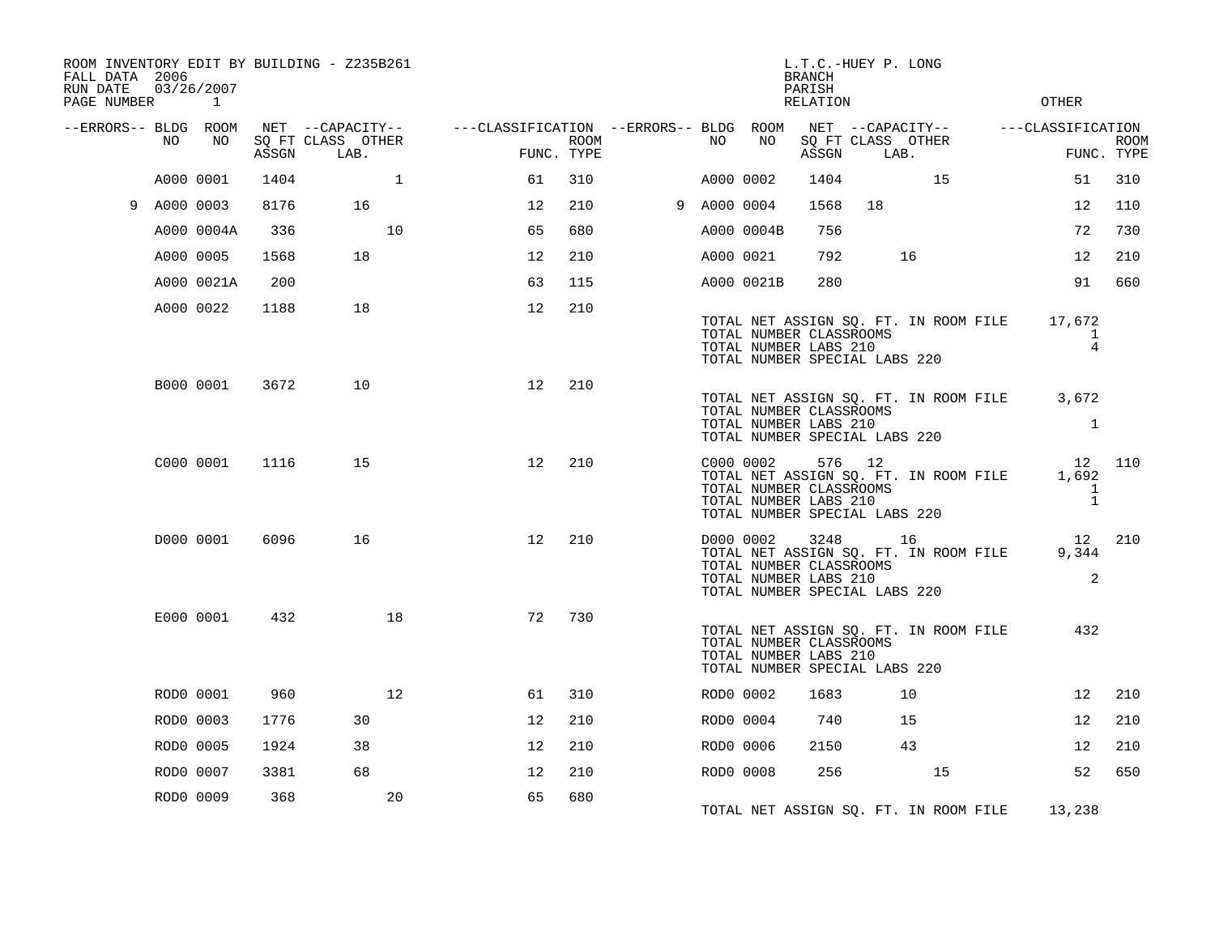ROOM INVENTORY EDIT BY BUILDING - Z235B261
FALL DATA 2006
RUN DATE 03/26/2007

L.T.C.-HUEY P. LONG
BRANCH
PARISH
RELATION
OTHER

| --ERRORS-- | BLDG NO | ROOM NO | NET SQ FT ASSGN | CAPACITY CLASS | CAPACITY LAB. | CAPACITY OTHER | CLASSIFICATION FUNC. | ROOM TYPE | --ERRORS-- | BLDG NO | ROOM NO | NET SQ FT ASSGN | CAPACITY CLASS | CAPACITY LAB. | CAPACITY OTHER | CLASSIFICATION FUNC. | ROOM TYPE |
|---|---|---|---|---|---|---|---|---|---|---|---|---|---|---|---|---|---|
| | A000 | 0001 | 1404 | | | 1 | 61 | 310 | | A000 | 0002 | 1404 | | | 15 | 51 | 310 |
| 9 | A000 | 0003 | 8176 | | 16 | | 12 | 210 | 9 | A000 | 0004 | 1568 | 18 | | | 12 | 110 |
| | A000 | 0004A | 336 | | | 10 | 65 | 680 | | A000 | 0004B | 756 | | | | 72 | 730 |
| | A000 | 0005 | 1568 | | 18 | | 12 | 210 | | A000 | 0021 | 792 | | 16 | | 12 | 210 |
| | A000 | 0021A | 200 | | | | 63 | 115 | | A000 | 0021B | 280 | | | | 91 | 660 |
| | A000 | 0022 | 1188 | | 18 | | 12 | 210 | | | | | | | | | |

TOTAL NET ASSIGN SQ. FT. IN ROOM FILE 17,672
TOTAL NUMBER CLASSROOMS 1
TOTAL NUMBER LABS 210 4
TOTAL NUMBER SPECIAL LABS 220

| BLDG NO | ROOM NO | NET SQ FT ASSGN | CAPACITY CLASS | CAPACITY LAB. | CAPACITY OTHER | FUNC. | ROOM TYPE |
|---|---|---|---|---|---|---|---|
| B000 | 0001 | 3672 | | 10 | | 12 | 210 |

TOTAL NET ASSIGN SQ. FT. IN ROOM FILE 3,672
TOTAL NUMBER CLASSROOMS
TOTAL NUMBER LABS 210 1
TOTAL NUMBER SPECIAL LABS 220

| BLDG NO | ROOM NO | NET SQ FT ASSGN | CAPACITY CLASS | CAPACITY LAB. | CAPACITY OTHER | FUNC. | ROOM TYPE |
|---|---|---|---|---|---|---|---|
| C000 | 0001 | 1116 | | 15 | | 12 | 210 |
| C000 | 0002 | 576 | 12 | | | 12 | 110 |

TOTAL NET ASSIGN SQ. FT. IN ROOM FILE 1,692
TOTAL NUMBER CLASSROOMS 1
TOTAL NUMBER LABS 210 1
TOTAL NUMBER SPECIAL LABS 220

| BLDG NO | ROOM NO | NET SQ FT ASSGN | CAPACITY CLASS | CAPACITY LAB. | CAPACITY OTHER | FUNC. | ROOM TYPE |
|---|---|---|---|---|---|---|---|
| D000 | 0001 | 6096 | | 16 | | 12 | 210 |
| D000 | 0002 | 3248 | | 16 | | 12 | 210 |

TOTAL NET ASSIGN SQ. FT. IN ROOM FILE 9,344
TOTAL NUMBER CLASSROOMS
TOTAL NUMBER LABS 210 2
TOTAL NUMBER SPECIAL LABS 220

| BLDG NO | ROOM NO | NET SQ FT ASSGN | CAPACITY CLASS | CAPACITY LAB. | CAPACITY OTHER | FUNC. | ROOM TYPE |
|---|---|---|---|---|---|---|---|
| E000 | 0001 | 432 | | | 18 | 72 | 730 |

TOTAL NET ASSIGN SQ. FT. IN ROOM FILE 432
TOTAL NUMBER CLASSROOMS
TOTAL NUMBER LABS 210
TOTAL NUMBER SPECIAL LABS 220

| BLDG NO | ROOM NO | NET SQ FT ASSGN | CAPACITY CLASS | CAPACITY LAB. | CAPACITY OTHER | FUNC. | ROOM TYPE | BLDG NO | ROOM NO | NET SQ FT ASSGN | CAPACITY CLASS | CAPACITY LAB. | CAPACITY OTHER | FUNC. | ROOM TYPE |
|---|---|---|---|---|---|---|---|---|---|---|---|---|---|---|---|
| ROD0 | 0001 | 960 | | | 12 | 61 | 310 | ROD0 | 0002 | 1683 | | 10 | | 12 | 210 |
| ROD0 | 0003 | 1776 | | 30 | | 12 | 210 | ROD0 | 0004 | 740 | | 15 | | 12 | 210 |
| ROD0 | 0005 | 1924 | | 38 | | 12 | 210 | ROD0 | 0006 | 2150 | | 43 | | 12 | 210 |
| ROD0 | 0007 | 3381 | | 68 | | 12 | 210 | ROD0 | 0008 | 256 | | | 15 | 52 | 650 |
| ROD0 | 0009 | 368 | | | 20 | 65 | 680 | | | | | | | | |

TOTAL NET ASSIGN SQ. FT. IN ROOM FILE 13,238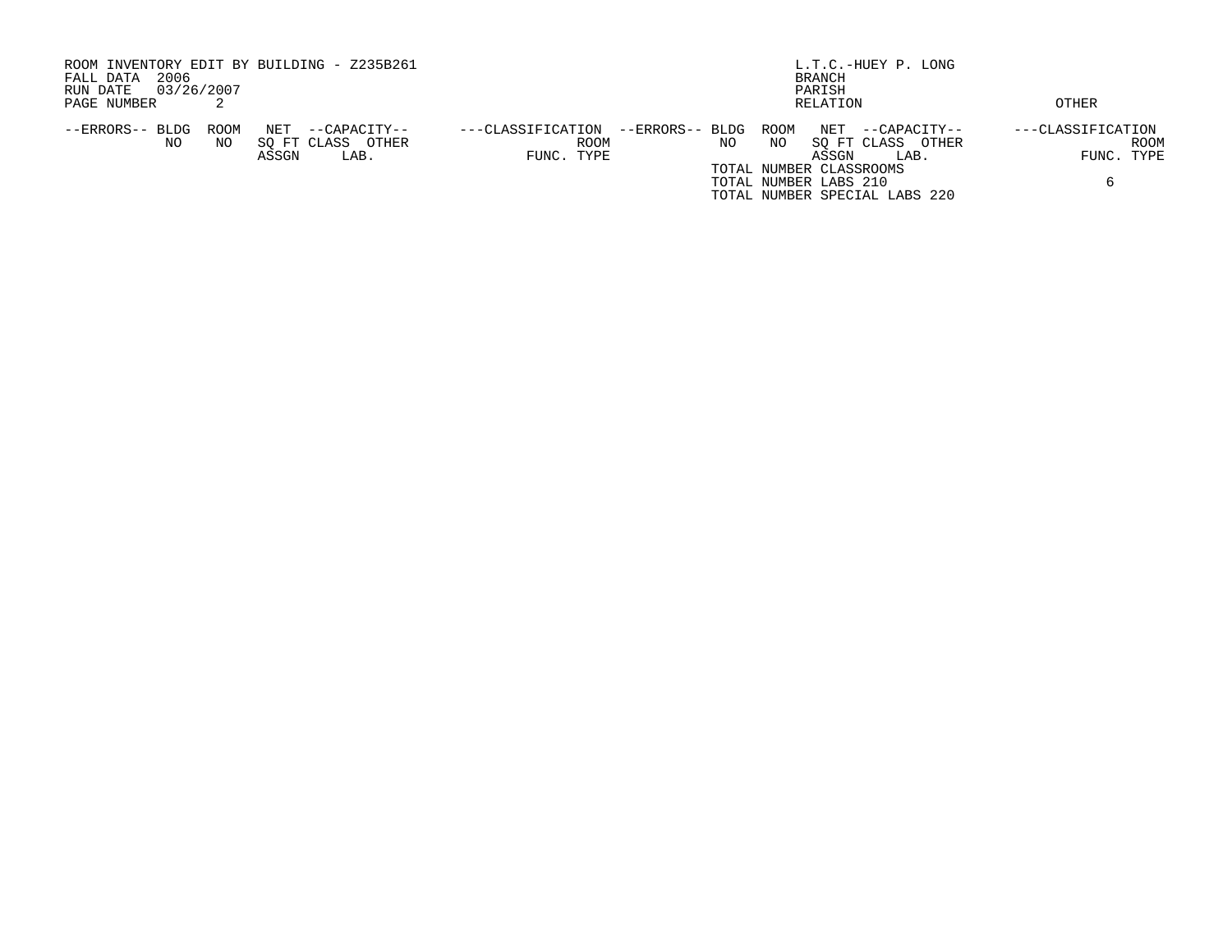ROOM INVENTORY EDIT BY BUILDING - Z235B261
FALL DATA 2006
RUN DATE 03/26/2007
PAGE NUMBER 2

L.T.C.-HUEY P. LONG
BRANCH
PARISH
RELATION

OTHER

| --ERRORS-- | BLDG NO | ROOM NO | NET SQ FT ASSGN | --CAPACITY-- CLASS | OTHER LAB. | ---CLASSIFICATION FUNC. | ROOM TYPE | --ERRORS-- | BLDG NO | ROOM NO | NET SQ FT ASSGN | --CAPACITY-- CLASS | OTHER LAB. | ---CLASSIFICATION FUNC. | ROOM TYPE |
|---|---|---|---|---|---|---|---|---|---|---|---|---|---|---|---|

TOTAL NUMBER CLASSROOMS
TOTAL NUMBER LABS 210 6
TOTAL NUMBER SPECIAL LABS 220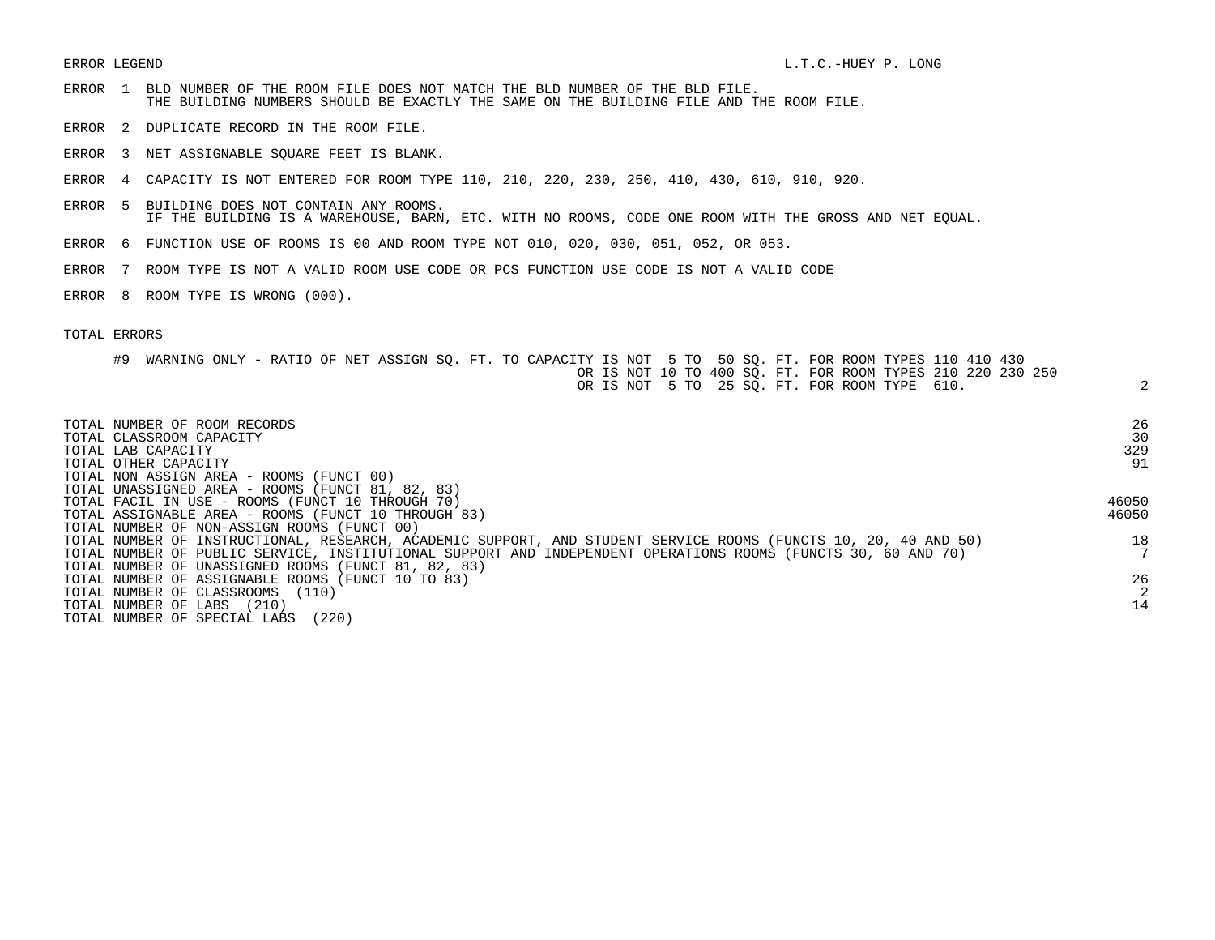ERROR LEGEND

L.T.C.-HUEY P. LONG

ERROR 1 BLD NUMBER OF THE ROOM FILE DOES NOT MATCH THE BLD NUMBER OF THE BLD FILE.
THE BUILDING NUMBERS SHOULD BE EXACTLY THE SAME ON THE BUILDING FILE AND THE ROOM FILE.

ERROR 2 DUPLICATE RECORD IN THE ROOM FILE.

ERROR 3 NET ASSIGNABLE SQUARE FEET IS BLANK.

ERROR 4 CAPACITY IS NOT ENTERED FOR ROOM TYPE 110, 210, 220, 230, 250, 410, 430, 610, 910, 920.

ERROR 5 BUILDING DOES NOT CONTAIN ANY ROOMS.
IF THE BUILDING IS A WAREHOUSE, BARN, ETC. WITH NO ROOMS, CODE ONE ROOM WITH THE GROSS AND NET EQUAL.

ERROR 6 FUNCTION USE OF ROOMS IS 00 AND ROOM TYPE NOT 010, 020, 030, 051, 052, OR 053.

ERROR 7 ROOM TYPE IS NOT A VALID ROOM USE CODE OR PCS FUNCTION USE CODE IS NOT A VALID CODE

ERROR 8 ROOM TYPE IS WRONG (000).

TOTAL ERRORS

| | |
|---|---|
| #9 WARNING ONLY - RATIO OF NET ASSIGN SQ. FT. TO CAPACITY IS NOT 5 TO 50 SQ. FT. FOR ROOM TYPES 110 410 430 OR IS NOT 10 TO 400 SQ. FT. FOR ROOM TYPES 210 220 230 250 OR IS NOT 5 TO 25 SQ. FT. FOR ROOM TYPE 610. | 2 |

| | |
|---|---|
| TOTAL NUMBER OF ROOM RECORDS | 26 |
| TOTAL CLASSROOM CAPACITY | 30 |
| TOTAL LAB CAPACITY | 329 |
| TOTAL OTHER CAPACITY | 91 |
| TOTAL NON ASSIGN AREA - ROOMS (FUNCT 00) | |
| TOTAL UNASSIGNED AREA - ROOMS (FUNCT 81, 82, 83) | |
| TOTAL FACIL IN USE - ROOMS (FUNCT 10 THROUGH 70) | 46050 |
| TOTAL ASSIGNABLE AREA - ROOMS (FUNCT 10 THROUGH 83) | 46050 |
| TOTAL NUMBER OF NON-ASSIGN ROOMS (FUNCT 00) | |
| TOTAL NUMBER OF INSTRUCTIONAL, RESEARCH, ACADEMIC SUPPORT, AND STUDENT SERVICE ROOMS (FUNCTS 10, 20, 40 AND 50) | 18 |
| TOTAL NUMBER OF PUBLIC SERVICE, INSTITUTIONAL SUPPORT AND INDEPENDENT OPERATIONS ROOMS (FUNCTS 30, 60 AND 70) | 7 |
| TOTAL NUMBER OF UNASSIGNED ROOMS (FUNCT 81, 82, 83) | |
| TOTAL NUMBER OF ASSIGNABLE ROOMS (FUNCT 10 TO 83) | 26 |
| TOTAL NUMBER OF CLASSROOMS (110) | 2 |
| TOTAL NUMBER OF LABS (210) | 14 |
| TOTAL NUMBER OF SPECIAL LABS (220) | |